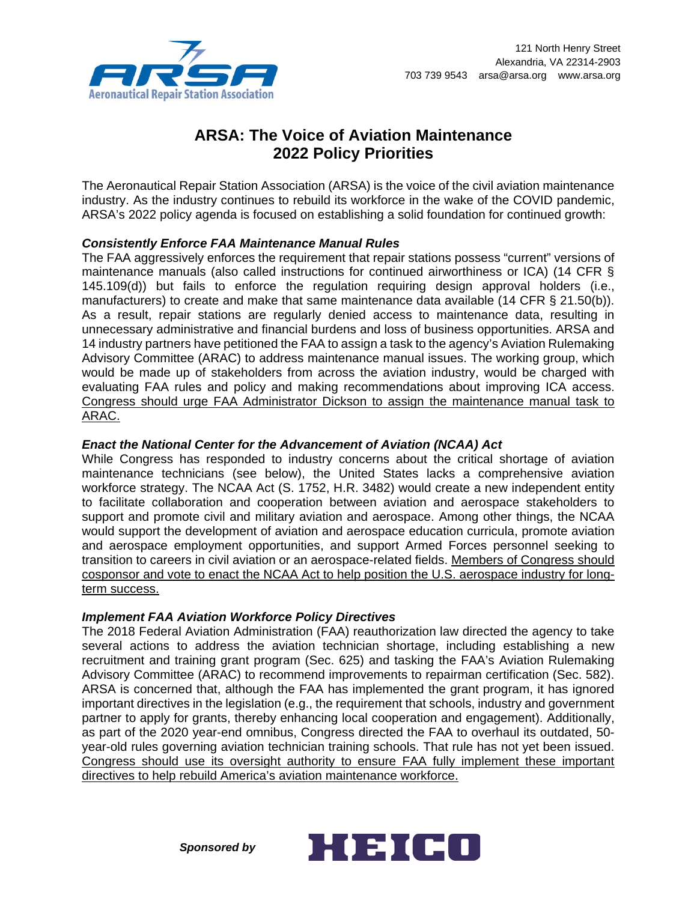Aeronautical Repair Station Association

121 North Henry Street
Alexandria, VA 22314-2903
703 739 9543 arsa@arsa.org www.arsa.org

# ARSA: The Voice of Aviation Maintenance 2022 Policy Priorities

The Aeronautical Repair Station Association (ARSA) is the voice of the civil aviation maintenance industry. As the industry continues to rebuild its workforce in the wake of the COVID pandemic, ARSA's 2022 policy agenda is focused on establishing a solid foundation for continued growth:

### *Consistently Enforce FAA Maintenance Manual Rules*

The FAA aggressively enforces the requirement that repair stations possess "current" versions of maintenance manuals (also called instructions for continued airworthiness or ICA) (14 CFR § 145.109(d)) but fails to enforce the regulation requiring design approval holders (i.e., manufacturers) to create and make that same maintenance data available (14 CFR § 21.50(b)). As a result, repair stations are regularly denied access to maintenance data, resulting in unnecessary administrative and financial burdens and loss of business opportunities. ARSA and 14 industry partners have petitioned the FAA to assign a task to the agency's Aviation Rulemaking Advisory Committee (ARAC) to address maintenance manual issues. The working group, which would be made up of stakeholders from across the aviation industry, would be charged with evaluating FAA rules and policy and making recommendations about improving ICA access. <u>Congress should urge FAA Administrator Dickson to assign the maintenance manual task to ARAC.</u>

### *Enact the National Center for the Advancement of Aviation (NCAA) Act*

While Congress has responded to industry concerns about the critical shortage of aviation maintenance technicians (see below), the United States lacks a comprehensive aviation workforce strategy. The NCAA Act (S. 1752, H.R. 3482) would create a new independent entity to facilitate collaboration and cooperation between aviation and aerospace stakeholders to support and promote civil and military aviation and aerospace. Among other things, the NCAA would support the development of aviation and aerospace education curricula, promote aviation and aerospace employment opportunities, and support Armed Forces personnel seeking to transition to careers in civil aviation or an aerospace-related fields. <u>Members of Congress should cosponsor and vote to enact the NCAA Act to help position the U.S. aerospace industry for long-term success.</u>

### *Implement FAA Aviation Workforce Policy Directives*

The 2018 Federal Aviation Administration (FAA) reauthorization law directed the agency to take several actions to address the aviation technician shortage, including establishing a new recruitment and training grant program (Sec. 625) and tasking the FAA's Aviation Rulemaking Advisory Committee (ARAC) to recommend improvements to repairman certification (Sec. 582). ARSA is concerned that, although the FAA has implemented the grant program, it has ignored important directives in the legislation (e.g., the requirement that schools, industry and government partner to apply for grants, thereby enhancing local cooperation and engagement). Additionally, as part of the 2020 year-end omnibus, Congress directed the FAA to overhaul its outdated, 50-year-old rules governing aviation technician training schools. That rule has not yet been issued. <u>Congress should use its oversight authority to ensure FAA fully implement these important directives to help rebuild America's aviation maintenance workforce.</u>

***Sponsored by*** HEICO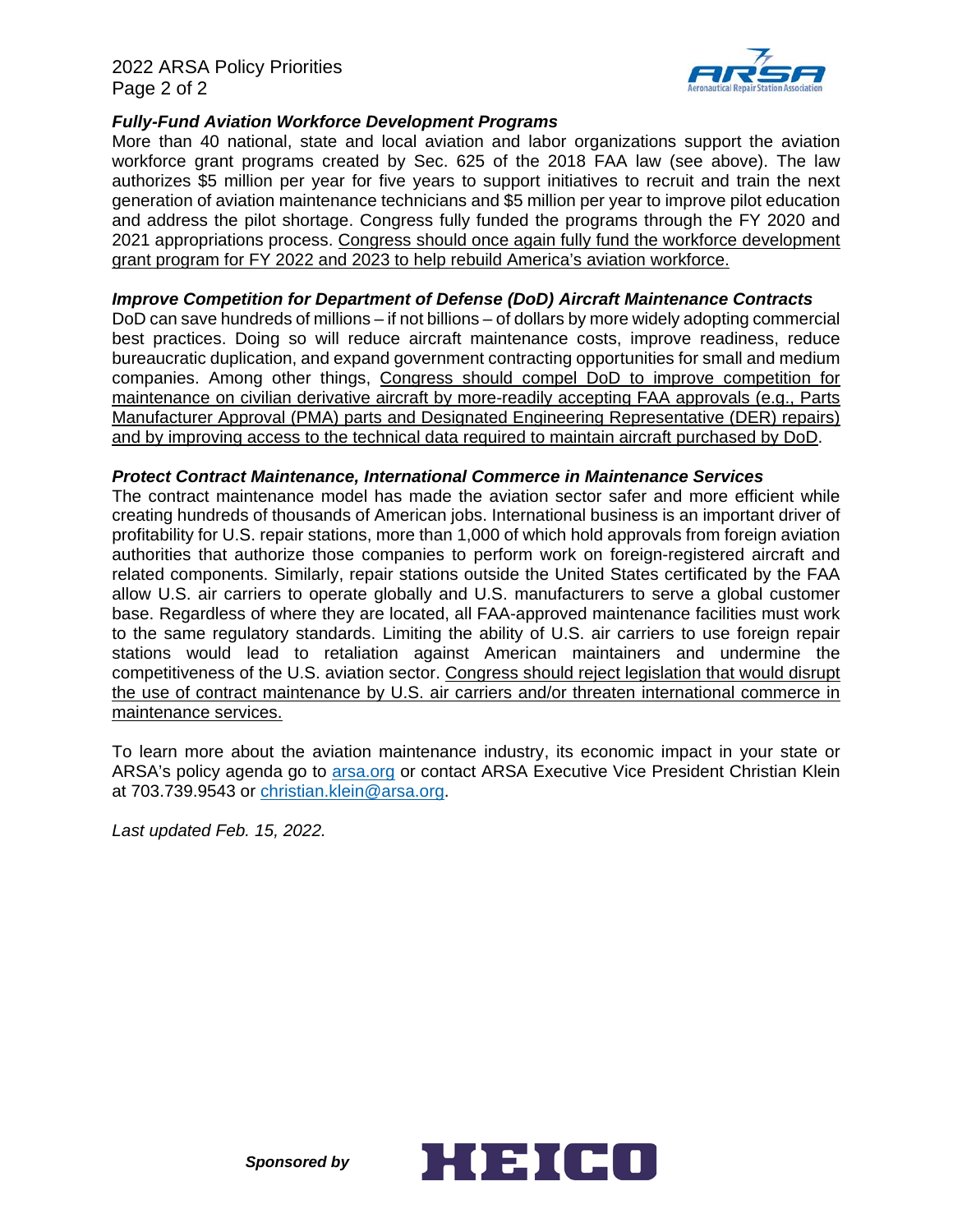### *Fully-Fund Aviation Workforce Development Programs*

More than 40 national, state and local aviation and labor organizations support the aviation workforce grant programs created by Sec. 625 of the 2018 FAA law (see above). The law authorizes \$5 million per year for five years to support initiatives to recruit and train the next generation of aviation maintenance technicians and \$5 million per year to improve pilot education and address the pilot shortage. Congress fully funded the programs through the FY 2020 and 2021 appropriations process. <u>Congress should once again fully fund the workforce development grant program for FY 2022 and 2023 to help rebuild America's aviation workforce.</u>

### *Improve Competition for Department of Defense (DoD) Aircraft Maintenance Contracts*

DoD can save hundreds of millions – if not billions – of dollars by more widely adopting commercial best practices. Doing so will reduce aircraft maintenance costs, improve readiness, reduce bureaucratic duplication, and expand government contracting opportunities for small and medium companies. Among other things, <u>Congress should compel DoD to improve competition for maintenance on civilian derivative aircraft by more-readily accepting FAA approvals (e.g., Parts Manufacturer Approval (PMA) parts and Designated Engineering Representative (DER) repairs) and by improving access to the technical data required to maintain aircraft purchased by DoD</u>.

### *Protect Contract Maintenance, International Commerce in Maintenance Services*

The contract maintenance model has made the aviation sector safer and more efficient while creating hundreds of thousands of American jobs. International business is an important driver of profitability for U.S. repair stations, more than 1,000 of which hold approvals from foreign aviation authorities that authorize those companies to perform work on foreign-registered aircraft and related components. Similarly, repair stations outside the United States certificated by the FAA allow U.S. air carriers to operate globally and U.S. manufacturers to serve a global customer base. Regardless of where they are located, all FAA-approved maintenance facilities must work to the same regulatory standards. Limiting the ability of U.S. air carriers to use foreign repair stations would lead to retaliation against American maintainers and undermine the competitiveness of the U.S. aviation sector. <u>Congress should reject legislation that would disrupt the use of contract maintenance by U.S. air carriers and/or threaten international commerce in maintenance services.</u>

To learn more about the aviation maintenance industry, its economic impact in your state or ARSA's policy agenda go to [arsa.org](arsa.org) or contact ARSA Executive Vice President Christian Klein at 703.739.9543 or [christian.klein@arsa.org](mailto:christian.klein@arsa.org).

*Last updated Feb. 15, 2022.*

***Sponsored by*** HEICO